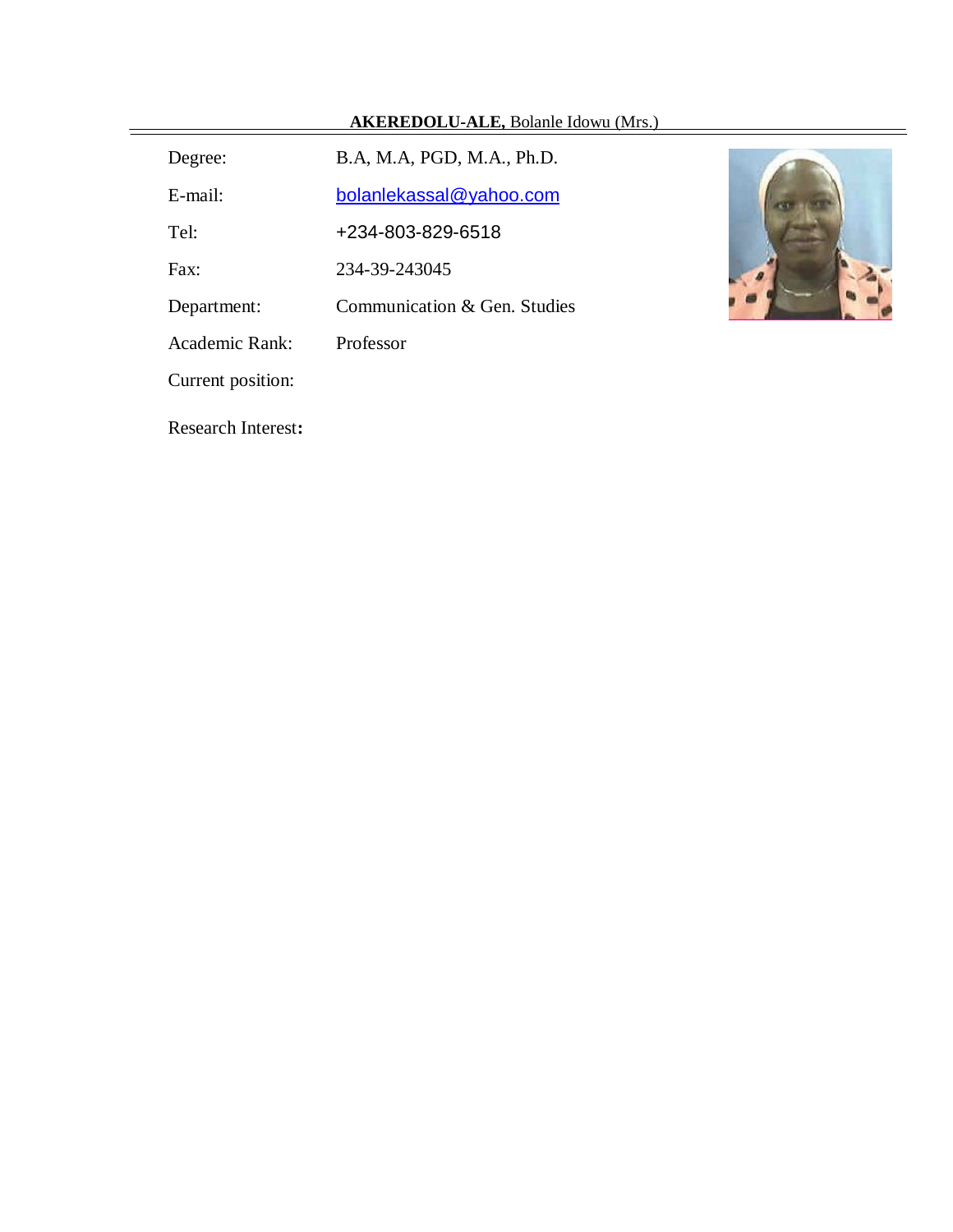**AKEREDOLU-ALE,** Bolanle Idowu (Mrs.)

| | |
|---|---|
| Degree: | B.A, M.A, PGD, M.A., Ph.D. |
| E-mail: | bolanlekassal@yahoo.com |
| Tel: | +234-803-829-6518 |
| Fax: | 234-39-243045 |
| Department: | Communication & Gen. Studies |
| Academic Rank: | Professor |
| Current position: | |

Research Interest**:**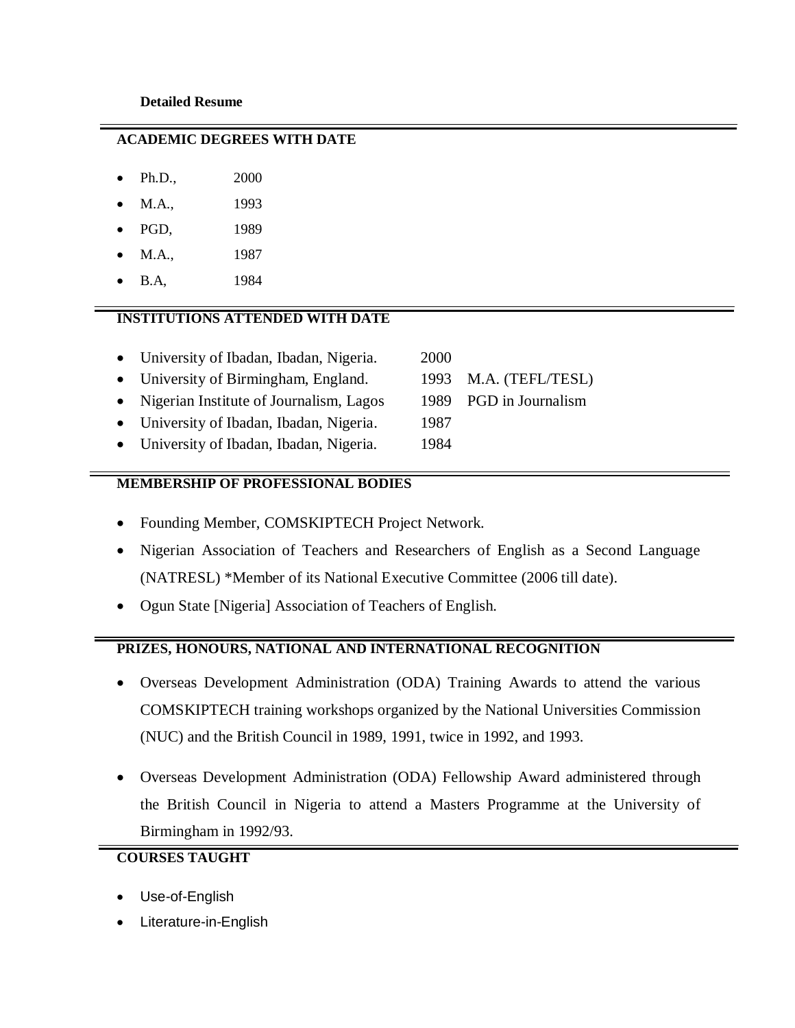**Detailed Resume**

## ACADEMIC DEGREES WITH DATE

- Ph.D., 2000
- M.A., 1993
- PGD, 1989
- M.A., 1987
- B.A, 1984

## INSTITUTIONS ATTENDED WITH DATE

- University of Ibadan, Ibadan, Nigeria. 2000
- University of Birmingham, England. 1993 M.A. (TEFL/TESL)
- Nigerian Institute of Journalism, Lagos 1989 PGD in Journalism
- University of Ibadan, Ibadan, Nigeria. 1987
- University of Ibadan, Ibadan, Nigeria. 1984

## MEMBERSHIP OF PROFESSIONAL BODIES

- Founding Member, COMSKIPTECH Project Network.
- Nigerian Association of Teachers and Researchers of English as a Second Language (NATRESL) *Member of its National Executive Committee (2006 till date).
- Ogun State [Nigeria] Association of Teachers of English.

## PRIZES, HONOURS, NATIONAL AND INTERNATIONAL RECOGNITION

- Overseas Development Administration (ODA) Training Awards to attend the various COMSKIPTECH training workshops organized by the National Universities Commission (NUC) and the British Council in 1989, 1991, twice in 1992, and 1993.
- Overseas Development Administration (ODA) Fellowship Award administered through the British Council in Nigeria to attend a Masters Programme at the University of Birmingham in 1992/93.

## COURSES TAUGHT

- Use-of-English
- Literature-in-English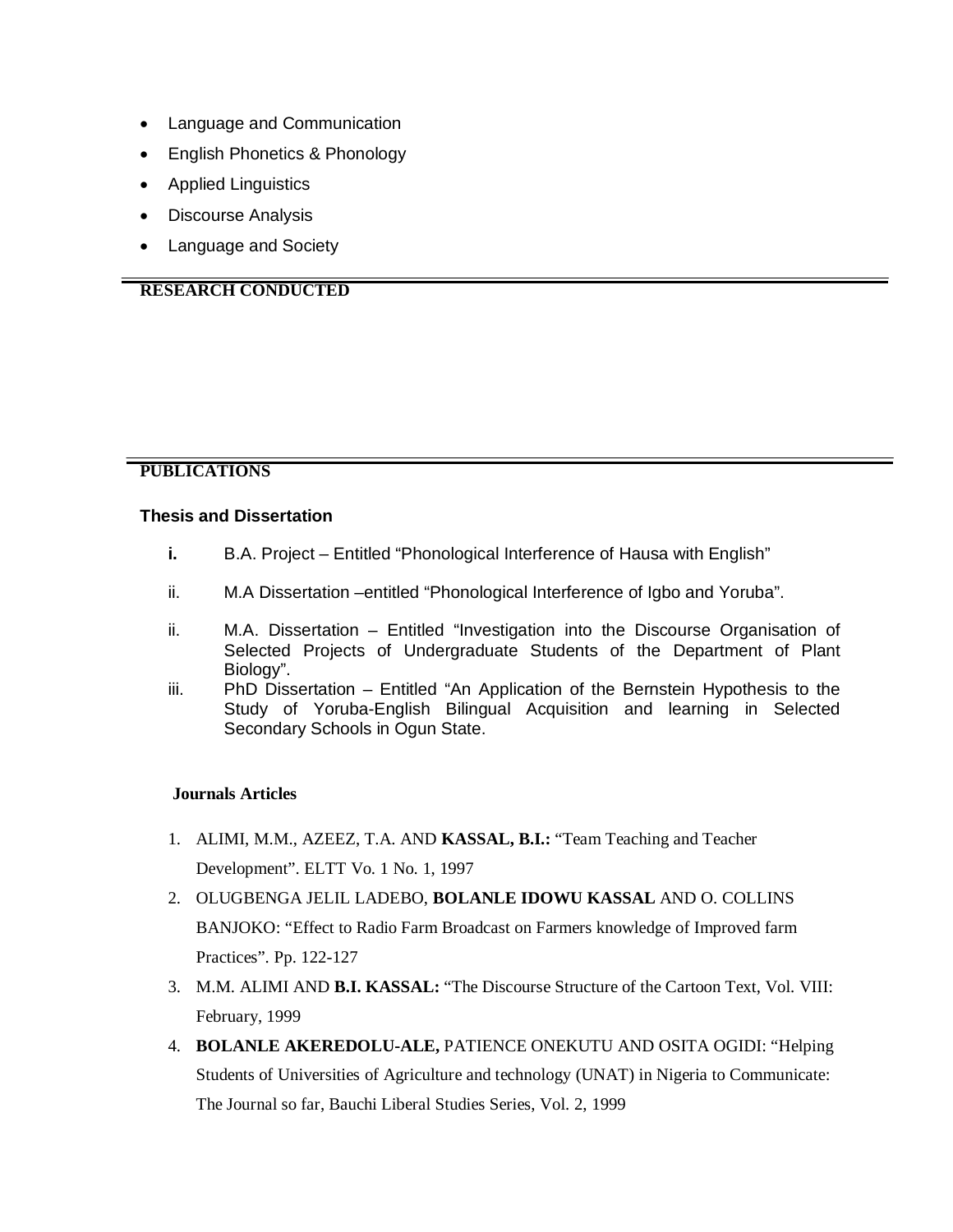- Language and Communication
- English Phonetics & Phonology
- Applied Linguistics
- Discourse Analysis
- Language and Society

## RESEARCH CONDUCTED

## PUBLICATIONS

### Thesis and Dissertation

**i.** B.A. Project – Entitled "Phonological Interference of Hausa with English"

ii. M.A Dissertation –entitled "Phonological Interference of Igbo and Yoruba".

ii. M.A. Dissertation – Entitled "Investigation into the Discourse Organisation of Selected Projects of Undergraduate Students of the Department of Plant Biology".

iii. PhD Dissertation – Entitled "An Application of the Bernstein Hypothesis to the Study of Yoruba-English Bilingual Acquisition and learning in Selected Secondary Schools in Ogun State.

### Journals Articles

1. ALIMI, M.M., AZEEZ, T.A. AND **KASSAL, B.I.:** "Team Teaching and Teacher Development". ELTT Vo. 1 No. 1, 1997
2. OLUGBENGA JELIL LADEBO, **BOLANLE IDOWU KASSAL** AND O. COLLINS BANJOKO: "Effect to Radio Farm Broadcast on Farmers knowledge of Improved farm Practices". Pp. 122-127
3. M.M. ALIMI AND **B.I. KASSAL:** "The Discourse Structure of the Cartoon Text, Vol. VIII: February, 1999
4. **BOLANLE AKEREDOLU-ALE,** PATIENCE ONEKUTU AND OSITA OGIDI: "Helping Students of Universities of Agriculture and technology (UNAT) in Nigeria to Communicate: The Journal so far, Bauchi Liberal Studies Series, Vol. 2, 1999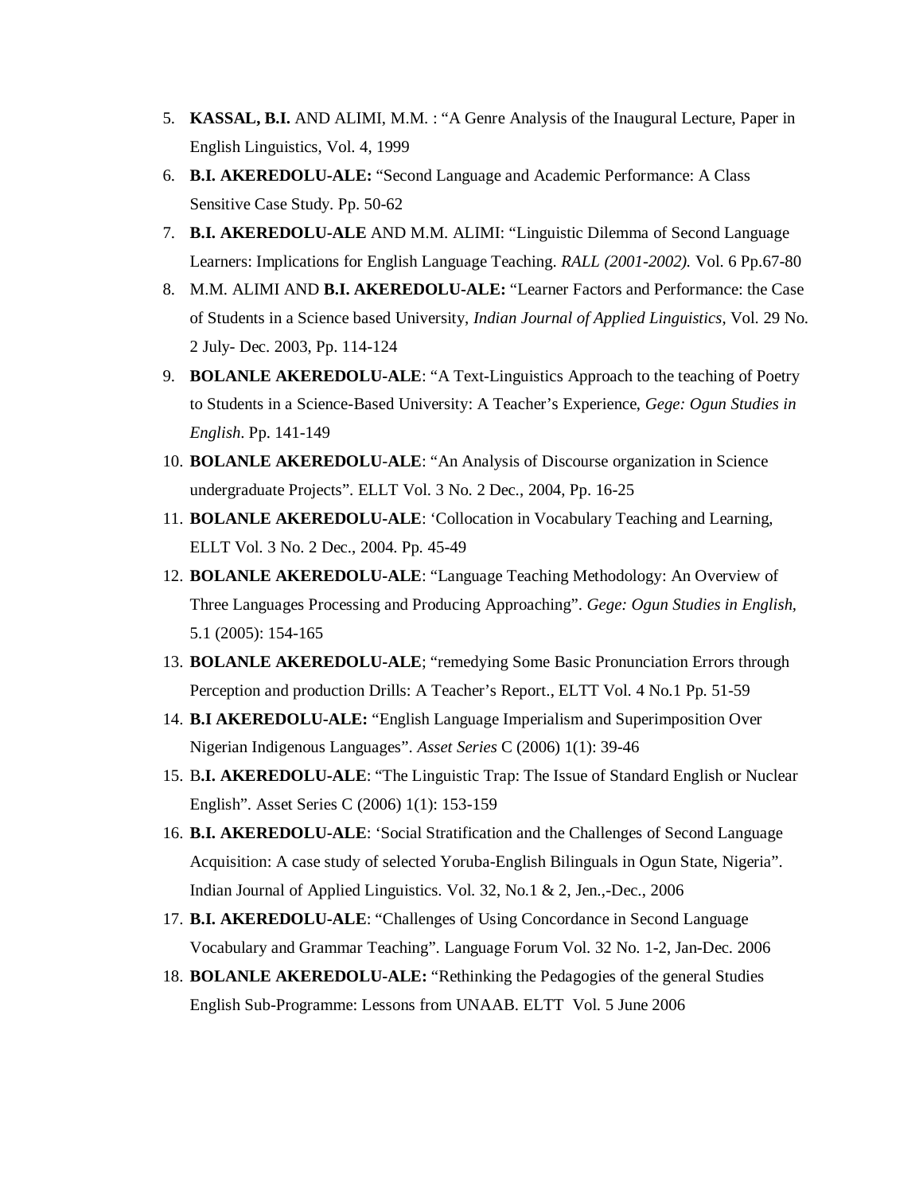5. **KASSAL, B.I.** AND ALIMI, M.M. : “A Genre Analysis of the Inaugural Lecture, Paper in English Linguistics, Vol. 4, 1999
6. **B.I. AKEREDOLU-ALE:** “Second Language and Academic Performance: A Class Sensitive Case Study. Pp. 50-62
7. **B.I. AKEREDOLU-ALE** AND M.M. ALIMI: “Linguistic Dilemma of Second Language Learners: Implications for English Language Teaching. *RALL (2001-2002).* Vol. 6 Pp.67-80
8. M.M. ALIMI AND **B.I. AKEREDOLU-ALE:** “Learner Factors and Performance: the Case of Students in a Science based University, *Indian Journal of Applied Linguistics*, Vol. 29 No. 2 July- Dec. 2003, Pp. 114-124
9. **BOLANLE AKEREDOLU-ALE**: “A Text-Linguistics Approach to the teaching of Poetry to Students in a Science-Based University: A Teacher’s Experience, *Gege: Ogun Studies in English*. Pp. 141-149
10. **BOLANLE AKEREDOLU-ALE**: “An Analysis of Discourse organization in Science undergraduate Projects”. ELLT Vol. 3 No. 2 Dec., 2004, Pp. 16-25
11. **BOLANLE AKEREDOLU-ALE**: ‘Collocation in Vocabulary Teaching and Learning, ELLT Vol. 3 No. 2 Dec., 2004. Pp. 45-49
12. **BOLANLE AKEREDOLU-ALE**: “Language Teaching Methodology: An Overview of Three Languages Processing and Producing Approaching”. *Gege: Ogun Studies in English*, 5.1 (2005): 154-165
13. **BOLANLE AKEREDOLU-ALE**; “remedying Some Basic Pronunciation Errors through Perception and production Drills: A Teacher’s Report., ELTT Vol. 4 No.1 Pp. 51-59
14. **B.I AKEREDOLU-ALE:** “English Language Imperialism and Superimposition Over Nigerian Indigenous Languages”. *Asset Series* C (2006) 1(1): 39-46
15. B**.I. AKEREDOLU-ALE**: “The Linguistic Trap: The Issue of Standard English or Nuclear English”. Asset Series C (2006) 1(1): 153-159
16. **B.I. AKEREDOLU-ALE**: ‘Social Stratification and the Challenges of Second Language Acquisition: A case study of selected Yoruba-English Bilinguals in Ogun State, Nigeria”. Indian Journal of Applied Linguistics. Vol. 32, No.1 & 2, Jen.,-Dec., 2006
17. **B.I. AKEREDOLU-ALE**: “Challenges of Using Concordance in Second Language Vocabulary and Grammar Teaching”. Language Forum Vol. 32 No. 1-2, Jan-Dec. 2006
18. **BOLANLE AKEREDOLU-ALE:** “Rethinking the Pedagogies of the general Studies English Sub-Programme: Lessons from UNAAB. ELTT Vol. 5 June 2006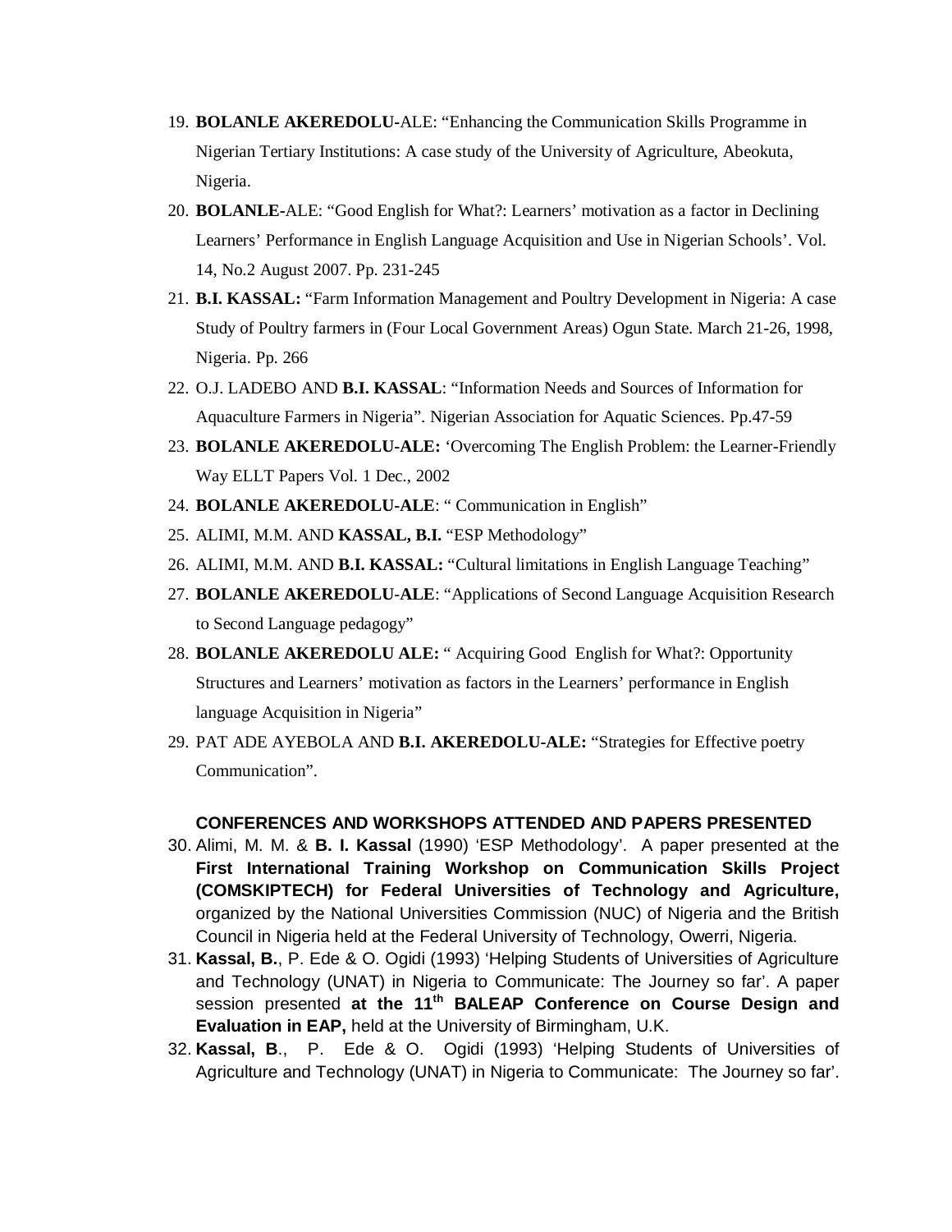19. **BOLANLE AKEREDOLU**-ALE: "Enhancing the Communication Skills Programme in Nigerian Tertiary Institutions: A case study of the University of Agriculture, Abeokuta, Nigeria.
20. **BOLANLE**-ALE: "Good English for What?: Learners' motivation as a factor in Declining Learners' Performance in English Language Acquisition and Use in Nigerian Schools'. Vol. 14, No.2 August 2007. Pp. 231-245
21. **B.I. KASSAL:** "Farm Information Management and Poultry Development in Nigeria: A case Study of Poultry farmers in (Four Local Government Areas) Ogun State. March 21-26, 1998, Nigeria. Pp. 266
22. O.J. LADEBO AND **B.I. KASSAL**: "Information Needs and Sources of Information for Aquaculture Farmers in Nigeria". Nigerian Association for Aquatic Sciences. Pp.47-59
23. **BOLANLE AKEREDOLU-ALE:** 'Overcoming The English Problem: the Learner-Friendly Way ELLT Papers Vol. 1 Dec., 2002
24. **BOLANLE AKEREDOLU-ALE**: " Communication in English"
25. ALIMI, M.M. AND **KASSAL, B.I.** "ESP Methodology"
26. ALIMI, M.M. AND **B.I. KASSAL:** "Cultural limitations in English Language Teaching"
27. **BOLANLE AKEREDOLU-ALE**: "Applications of Second Language Acquisition Research to Second Language pedagogy"
28. **BOLANLE AKEREDOLU ALE:** " Acquiring Good English for What?: Opportunity Structures and Learners' motivation as factors in the Learners' performance in English language Acquisition in Nigeria"
29. PAT ADE AYEBOLA AND **B.I. AKEREDOLU-ALE:** "Strategies for Effective poetry Communication".

**CONFERENCES AND WORKSHOPS ATTENDED AND PAPERS PRESENTED**

30. Alimi, M. M. & **B. I. Kassal** (1990) 'ESP Methodology'. A paper presented at the **First International Training Workshop on Communication Skills Project (COMSKIPTECH) for Federal Universities of Technology and Agriculture,** organized by the National Universities Commission (NUC) of Nigeria and the British Council in Nigeria held at the Federal University of Technology, Owerri, Nigeria.
31. **Kassal, B.**, P. Ede & O. Ogidi (1993) 'Helping Students of Universities of Agriculture and Technology (UNAT) in Nigeria to Communicate: The Journey so far'. A paper session presented **at the 11th BALEAP Conference on Course Design and Evaluation in EAP,** held at the University of Birmingham, U.K.
32. **Kassal, B**., P. Ede & O. Ogidi (1993) 'Helping Students of Universities of Agriculture and Technology (UNAT) in Nigeria to Communicate: The Journey so far'.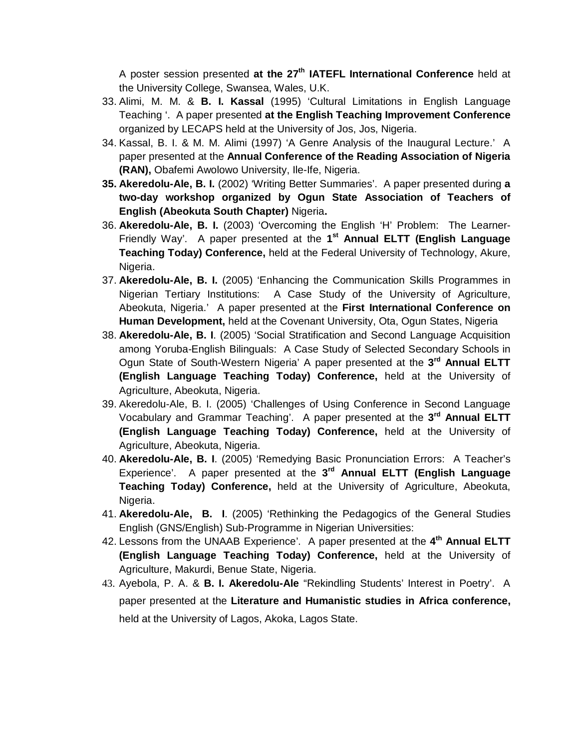A poster session presented **at the 27th IATEFL International Conference** held at the University College, Swansea, Wales, U.K.

33. Alimi, M. M. & **B. I. Kassal** (1995) 'Cultural Limitations in English Language Teaching '. A paper presented **at the English Teaching Improvement Conference** organized by LECAPS held at the University of Jos, Jos, Nigeria.
34. Kassal, B. I. & M. M. Alimi (1997) 'A Genre Analysis of the Inaugural Lecture.' A paper presented at the **Annual Conference of the Reading Association of Nigeria (RAN),** Obafemi Awolowo University, Ile-Ife, Nigeria.
35. **Akeredolu-Ale, B. I.** (2002) 'Writing Better Summaries'. A paper presented during **a two-day workshop organized by Ogun State Association of Teachers of English (Abeokuta South Chapter)** Nigeria**.**
36. **Akeredolu-Ale, B. I.** (2003) 'Overcoming the English 'H' Problem: The Learner-Friendly Way'. A paper presented at the **1st Annual ELTT (English Language Teaching Today) Conference,** held at the Federal University of Technology, Akure, Nigeria.
37. **Akeredolu-Ale, B. I.** (2005) 'Enhancing the Communication Skills Programmes in Nigerian Tertiary Institutions: A Case Study of the University of Agriculture, Abeokuta, Nigeria.' A paper presented at the **First International Conference on Human Development,** held at the Covenant University, Ota, Ogun States, Nigeria
38. **Akeredolu-Ale, B. I**. (2005) 'Social Stratification and Second Language Acquisition among Yoruba-English Bilinguals: A Case Study of Selected Secondary Schools in Ogun State of South-Western Nigeria' A paper presented at the **3rd Annual ELTT (English Language Teaching Today) Conference,** held at the University of Agriculture, Abeokuta, Nigeria.
39. Akeredolu-Ale, B. I. (2005) 'Challenges of Using Conference in Second Language Vocabulary and Grammar Teaching'. A paper presented at the **3rd Annual ELTT (English Language Teaching Today) Conference,** held at the University of Agriculture, Abeokuta, Nigeria.
40. **Akeredolu-Ale, B. I**. (2005) 'Remedying Basic Pronunciation Errors: A Teacher's Experience'. A paper presented at the **3rd Annual ELTT (English Language Teaching Today) Conference,** held at the University of Agriculture, Abeokuta, Nigeria.
41. **Akeredolu-Ale, B. I**. (2005) 'Rethinking the Pedagogics of the General Studies English (GNS/English) Sub-Programme in Nigerian Universities:
42. Lessons from the UNAAB Experience'. A paper presented at the **4th Annual ELTT (English Language Teaching Today) Conference,** held at the University of Agriculture, Makurdi, Benue State, Nigeria.
43. Ayebola, P. A. & **B. I. Akeredolu-Ale** "Rekindling Students' Interest in Poetry'. A paper presented at the **Literature and Humanistic studies in Africa conference,** held at the University of Lagos, Akoka, Lagos State.